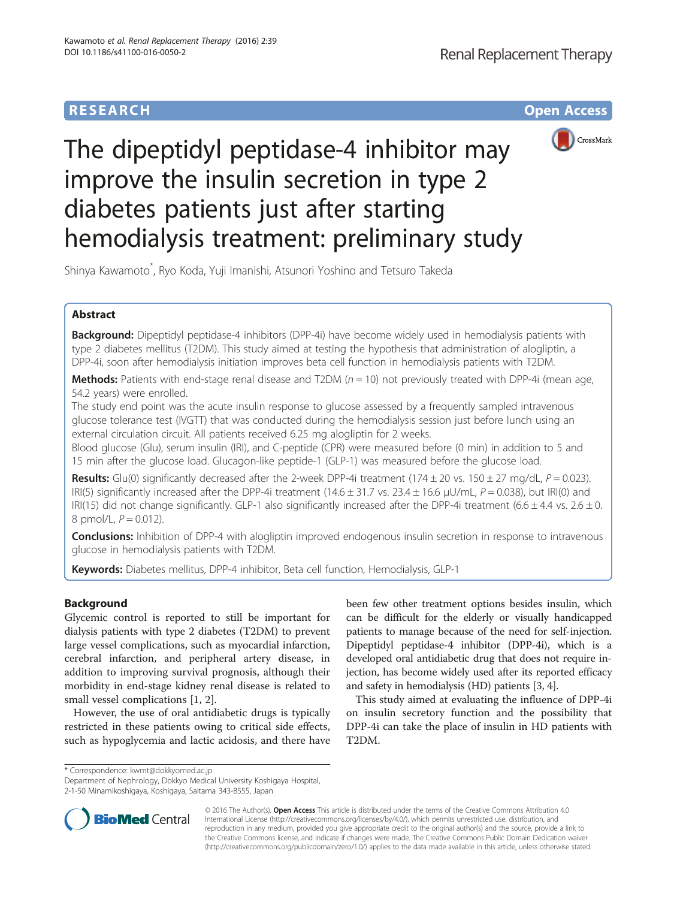RESEARCH Open Access

# The dipeptidyl peptidase-4 inhibitor may improve the insulin secretion in type 2 diabetes patients just after starting hemodialysis treatment: preliminary study

Shinya Kawamoto*, Ryo Koda, Yuji Imanishi, Atsunori Yoshino and Tetsuro Takeda

## Abstract

**Background:** Dipeptidyl peptidase-4 inhibitors (DPP-4i) have become widely used in hemodialysis patients with type 2 diabetes mellitus (T2DM). This study aimed at testing the hypothesis that administration of alogliptin, a DPP-4i, soon after hemodialysis initiation improves beta cell function in hemodialysis patients with T2DM.

**Methods:** Patients with end-stage renal disease and T2DM ($n = 10$) not previously treated with DPP-4i (mean age, 54.2 years) were enrolled.

The study end point was the acute insulin response to glucose assessed by a frequently sampled intravenous glucose tolerance test (IVGTT) that was conducted during the hemodialysis session just before lunch using an external circulation circuit. All patients received 6.25 mg alogliptin for 2 weeks.

Blood glucose (Glu), serum insulin (IRI), and C-peptide (CPR) were measured before (0 min) in addition to 5 and 15 min after the glucose load. Glucagon-like peptide-1 (GLP-1) was measured before the glucose load.

**Results:** Glu(0) significantly decreased after the 2-week DPP-4i treatment (174 ± 20 vs. 150 ± 27 mg/dL, $P = 0.023$). IRI(5) significantly increased after the DPP-4i treatment (14.6 ± 31.7 vs. 23.4 ± 16.6 μU/mL, $P = 0.038$), but IRI(0) and IRI(15) did not change significantly. GLP-1 also significantly increased after the DPP-4i treatment (6.6 ± 4.4 vs. 2.6 ± 0.8 pmol/L, $P = 0.012$).

**Conclusions:** Inhibition of DPP-4 with alogliptin improved endogenous insulin secretion in response to intravenous glucose in hemodialysis patients with T2DM.

**Keywords:** Diabetes mellitus, DPP-4 inhibitor, Beta cell function, Hemodialysis, GLP-1

## Background

Glycemic control is reported to still be important for dialysis patients with type 2 diabetes (T2DM) to prevent large vessel complications, such as myocardial infarction, cerebral infarction, and peripheral artery disease, in addition to improving survival prognosis, although their morbidity in end-stage kidney renal disease is related to small vessel complications [1, 2].

However, the use of oral antidiabetic drugs is typically restricted in these patients owing to critical side effects, such as hypoglycemia and lactic acidosis, and there have been few other treatment options besides insulin, which can be difficult for the elderly or visually handicapped patients to manage because of the need for self-injection. Dipeptidyl peptidase-4 inhibitor (DPP-4i), which is a developed oral antidiabetic drug that does not require injection, has become widely used after its reported efficacy and safety in hemodialysis (HD) patients [3, 4].

This study aimed at evaluating the influence of DPP-4i on insulin secretory function and the possibility that DPP-4i can take the place of insulin in HD patients with T2DM.

* Correspondence: kwmt@dokkyomed.ac.jp
Department of Nephrology, Dokkyo Medical University Koshigaya Hospital, 2-1-50 Minamikoshigaya, Koshigaya, Saitama 343-8555, Japan

© 2016 The Author(s). **Open Access** This article is distributed under the terms of the Creative Commons Attribution 4.0 International License (http://creativecommons.org/licenses/by/4.0/), which permits unrestricted use, distribution, and reproduction in any medium, provided you give appropriate credit to the original author(s) and the source, provide a link to the Creative Commons license, and indicate if changes were made. The Creative Commons Public Domain Dedication waiver (http://creativecommons.org/publicdomain/zero/1.0/) applies to the data made available in this article, unless otherwise stated.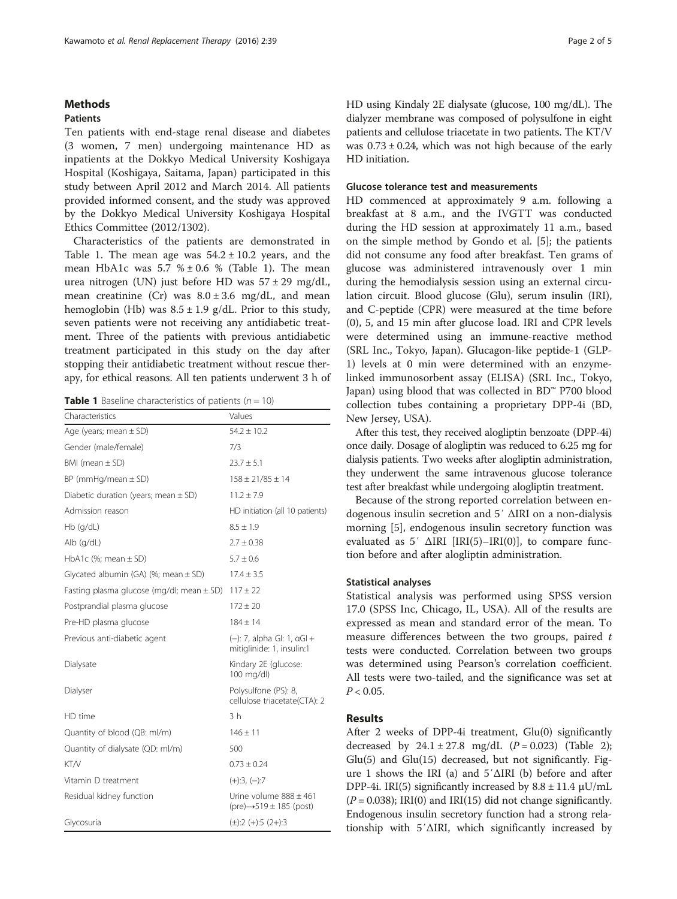## Methods

### Patients

Ten patients with end-stage renal disease and diabetes (3 women, 7 men) undergoing maintenance HD as inpatients at the Dokkyo Medical University Koshigaya Hospital (Koshigaya, Saitama, Japan) participated in this study between April 2012 and March 2014. All patients provided informed consent, and the study was approved by the Dokkyo Medical University Koshigaya Hospital Ethics Committee (2012/1302).

Characteristics of the patients are demonstrated in Table 1. The mean age was 54.2 ± 10.2 years, and the mean HbA1c was 5.7 % ± 0.6 % (Table 1). The mean urea nitrogen (UN) just before HD was 57 ± 29 mg/dL, mean creatinine (Cr) was 8.0 ± 3.6 mg/dL, and mean hemoglobin (Hb) was 8.5 ± 1.9 g/dL. Prior to this study, seven patients were not receiving any antidiabetic treatment. Three of the patients with previous antidiabetic treatment participated in this study on the day after stopping their antidiabetic treatment without rescue therapy, for ethical reasons. All ten patients underwent 3 h of HD using Kindaly 2E dialysate (glucose, 100 mg/dL). The dialyzer membrane was composed of polysulfone in eight patients and cellulose triacetate in two patients. The KT/V was 0.73 ± 0.24, which was not high because of the early HD initiation.

**Table 1** Baseline characteristics of patients ($n = 10$)

| Characteristics | Values |
|---|---|
| Age (years; mean ± SD) | 54.2 ± 10.2 |
| Gender (male/female) | 7/3 |
| BMI (mean ± SD) | 23.7 ± 5.1 |
| BP (mmHg/mean ± SD) | 158 ± 21/85 ± 14 |
| Diabetic duration (years; mean ± SD) | 11.2 ± 7.9 |
| Admission reason | HD initiation (all 10 patients) |
| Hb (g/dL) | 8.5 ± 1.9 |
| Alb (g/dL) | 2.7 ± 0.38 |
| HbA1c (%; mean ± SD) | 5.7 ± 0.6 |
| Glycated albumin (GA) (%; mean ± SD) | 17.4 ± 3.5 |
| Fasting plasma glucose (mg/dl; mean ± SD) | 117 ± 22 |
| Postprandial plasma glucose | 172 ± 20 |
| Pre-HD plasma glucose | 184 ± 14 |
| Previous anti-diabetic agent | (−): 7, alpha GI: 1, αGI + mitiglinide: 1, insulin:1 |
| Dialysate | Kindary 2E (glucose: 100 mg/dl) |
| Dialyser | Polysulfone (PS): 8, cellulose triacetate(CTA): 2 |
| HD time | 3 h |
| Quantity of blood (QB: ml/m) | 146 ± 11 |
| Quantity of dialysate (QD: ml/m) | 500 |
| KT/V | 0.73 ± 0.24 |
| Vitamin D treatment | (+):3, (−):7 |
| Residual kidney function | Urine volume 888 ± 461 (pre)→519 ± 185 (post) |
| Glycosuria | (±):2 (+):5 (2+):3 |

### Glucose tolerance test and measurements

HD commenced at approximately 9 a.m. following a breakfast at 8 a.m., and the IVGTT was conducted during the HD session at approximately 11 a.m., based on the simple method by Gondo et al. [5]; the patients did not consume any food after breakfast. Ten grams of glucose was administered intravenously over 1 min during the hemodialysis session using an external circulation circuit. Blood glucose (Glu), serum insulin (IRI), and C-peptide (CPR) were measured at the time before (0), 5, and 15 min after glucose load. IRI and CPR levels were determined using an immune-reactive method (SRL Inc., Tokyo, Japan). Glucagon-like peptide-1 (GLP-1) levels at 0 min were determined with an enzyme-linked immunosorbent assay (ELISA) (SRL Inc., Tokyo, Japan) using blood that was collected in BD™ P700 blood collection tubes containing a proprietary DPP-4i (BD, New Jersey, USA).

After this test, they received alogliptin benzoate (DPP-4i) once daily. Dosage of alogliptin was reduced to 6.25 mg for dialysis patients. Two weeks after alogliptin administration, they underwent the same intravenous glucose tolerance test after breakfast while undergoing alogliptin treatment.

Because of the strong reported correlation between endogenous insulin secretion and 5′ ΔIRI on a non-dialysis morning [5], endogenous insulin secretory function was evaluated as 5′ ΔIRI [IRI(5)–IRI(0)], to compare function before and after alogliptin administration.

### Statistical analyses

Statistical analysis was performed using SPSS version 17.0 (SPSS Inc, Chicago, IL, USA). All of the results are expressed as mean and standard error of the mean. To measure differences between the two groups, paired $t$ tests were conducted. Correlation between two groups was determined using Pearson's correlation coefficient. All tests were two-tailed, and the significance was set at $P < 0.05$.

## Results

After 2 weeks of DPP-4i treatment, Glu(0) significantly decreased by 24.1 ± 27.8 mg/dL ($P = 0.023$) (Table 2); Glu(5) and Glu(15) decreased, but not significantly. Figure 1 shows the IRI (a) and 5′ΔIRI (b) before and after DPP-4i. IRI(5) significantly increased by 8.8 ± 11.4 μU/mL ($P = 0.038$); IRI(0) and IRI(15) did not change significantly. Endogenous insulin secretory function had a strong relationship with 5′ΔIRI, which significantly increased by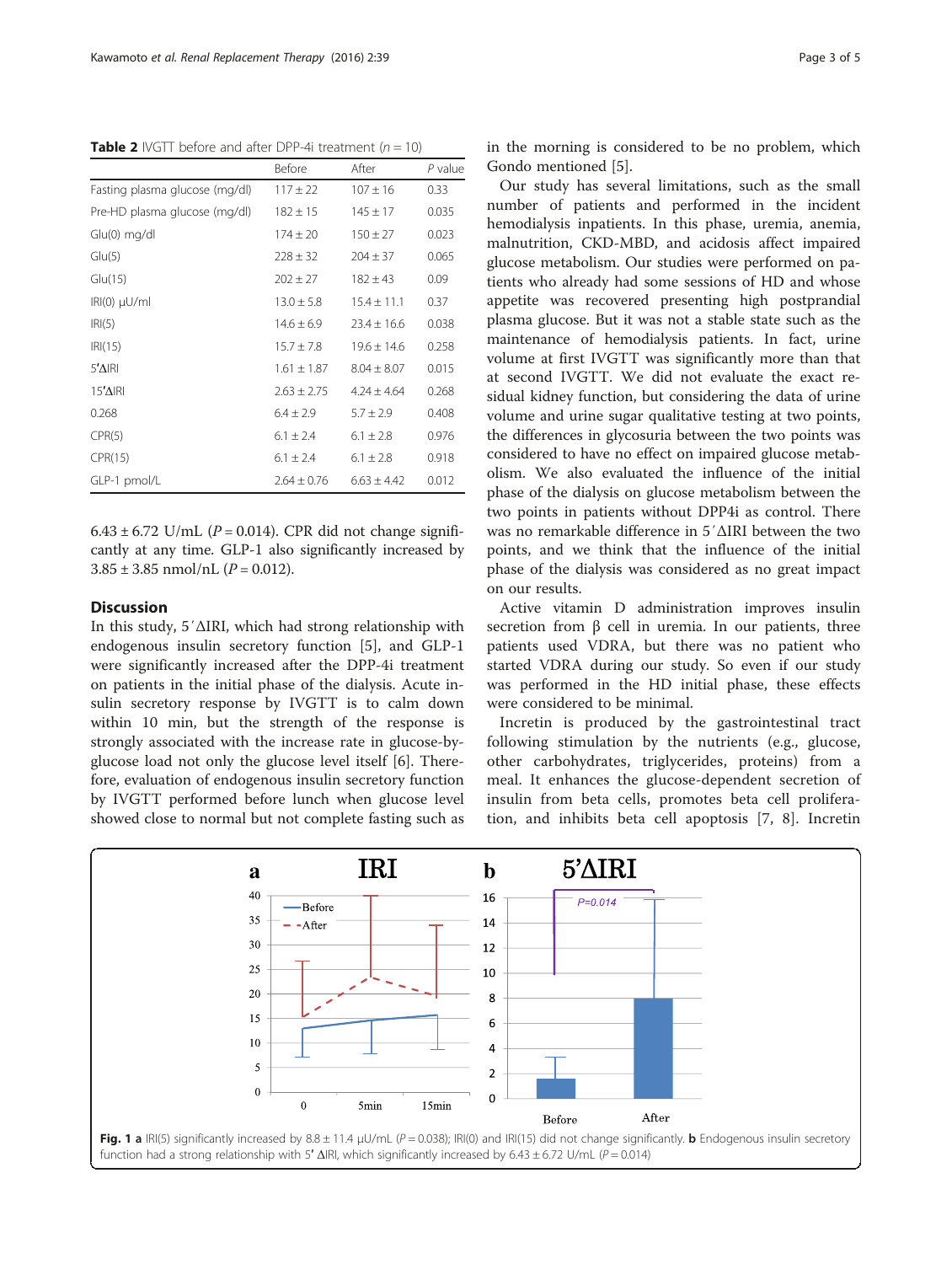**Table 2** IVGTT before and after DPP-4i treatment ($n = 10$)

| | Before | After | *P* value |
|---|---|---|---|
| Fasting plasma glucose (mg/dl) | 117 ± 22 | 107 ± 16 | 0.33 |
| Pre-HD plasma glucose (mg/dl) | 182 ± 15 | 145 ± 17 | 0.035 |
| Glu(0) mg/dl | 174 ± 20 | 150 ± 27 | 0.023 |
| Glu(5) | 228 ± 32 | 204 ± 37 | 0.065 |
| Glu(15) | 202 ± 27 | 182 ± 43 | 0.09 |
| IRI(0) μU/ml | 13.0 ± 5.8 | 15.4 ± 11.1 | 0.37 |
| IRI(5) | 14.6 ± 6.9 | 23.4 ± 16.6 | 0.038 |
| IRI(15) | 15.7 ± 7.8 | 19.6 ± 14.6 | 0.258 |
| 5′ΔIRI | 1.61 ± 1.87 | 8.04 ± 8.07 | 0.015 |
| 15′ΔIRI | 2.63 ± 2.75 | 4.24 ± 4.64 | 0.268 |
| 0.268 | 6.4 ± 2.9 | 5.7 ± 2.9 | 0.408 |
| CPR(5) | 6.1 ± 2.4 | 6.1 ± 2.8 | 0.976 |
| CPR(15) | 6.1 ± 2.4 | 6.1 ± 2.8 | 0.918 |
| GLP-1 pmol/L | 2.64 ± 0.76 | 6.63 ± 4.42 | 0.012 |

6.43 ± 6.72 U/mL ($P = 0.014$). CPR did not change significantly at any time. GLP-1 also significantly increased by 3.85 ± 3.85 nmol/nL ($P = 0.012$).

## Discussion

In this study, 5′ΔIRI, which had strong relationship with endogenous insulin secretory function [5], and GLP-1 were significantly increased after the DPP-4i treatment on patients in the initial phase of the dialysis. Acute insulin secretory response by IVGTT is to calm down within 10 min, but the strength of the response is strongly associated with the increase rate in glucose-by-glucose load not only the glucose level itself [6]. Therefore, evaluation of endogenous insulin secretory function by IVGTT performed before lunch when glucose level showed close to normal but not complete fasting such as in the morning is considered to be no problem, which Gondo mentioned [5].

Our study has several limitations, such as the small number of patients and performed in the incident hemodialysis inpatients. In this phase, uremia, anemia, malnutrition, CKD-MBD, and acidosis affect impaired glucose metabolism. Our studies were performed on patients who already had some sessions of HD and whose appetite was recovered presenting high postprandial plasma glucose. But it was not a stable state such as the maintenance of hemodialysis patients. In fact, urine volume at first IVGTT was significantly more than that at second IVGTT. We did not evaluate the exact residual kidney function, but considering the data of urine volume and urine sugar qualitative testing at two points, the differences in glycosuria between the two points was considered to have no effect on impaired glucose metabolism. We also evaluated the influence of the initial phase of the dialysis on glucose metabolism between the two points in patients without DPP4i as control. There was no remarkable difference in 5′ΔIRI between the two points, and we think that the influence of the initial phase of the dialysis was considered as no great impact on our results.

Active vitamin D administration improves insulin secretion from β cell in uremia. In our patients, three patients used VDRA, but there was no patient who started VDRA during our study. So even if our study was performed in the HD initial phase, these effects were considered to be minimal.

Incretin is produced by the gastrointestinal tract following stimulation by the nutrients (e.g., glucose, other carbohydrates, triglycerides, proteins) from a meal. It enhances the glucose-dependent secretion of insulin from beta cells, promotes beta cell proliferation, and inhibits beta cell apoptosis [7, 8]. Incretin

**Fig. 1** **a** IRI(5) significantly increased by 8.8 ± 11.4 μU/mL ($P = 0.038$); IRI(0) and IRI(15) did not change significantly. **b** Endogenous insulin secretory function had a strong relationship with 5′ ΔIRI, which significantly increased by 6.43 ± 6.72 U/mL ($P = 0.014$)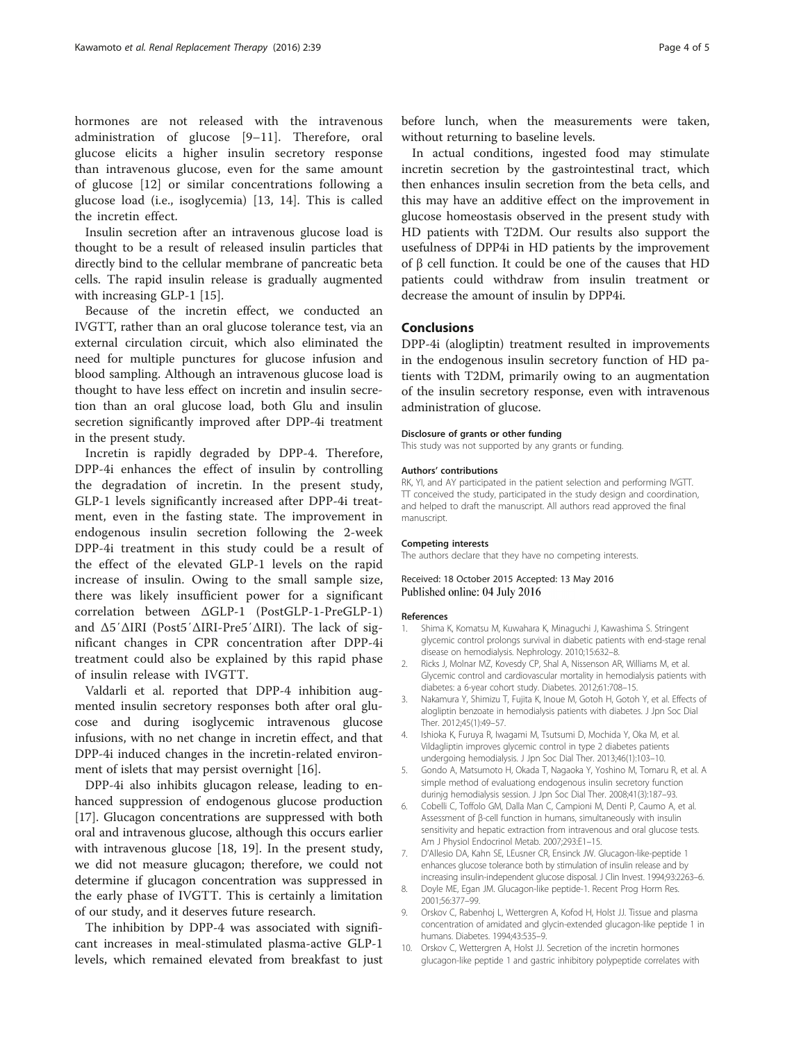hormones are not released with the intravenous administration of glucose [9–11]. Therefore, oral glucose elicits a higher insulin secretory response than intravenous glucose, even for the same amount of glucose [12] or similar concentrations following a glucose load (i.e., isoglycemia) [13, 14]. This is called the incretin effect.

Insulin secretion after an intravenous glucose load is thought to be a result of released insulin particles that directly bind to the cellular membrane of pancreatic beta cells. The rapid insulin release is gradually augmented with increasing GLP-1 [15].

Because of the incretin effect, we conducted an IVGTT, rather than an oral glucose tolerance test, via an external circulation circuit, which also eliminated the need for multiple punctures for glucose infusion and blood sampling. Although an intravenous glucose load is thought to have less effect on incretin and insulin secretion than an oral glucose load, both Glu and insulin secretion significantly improved after DPP-4i treatment in the present study.

Incretin is rapidly degraded by DPP-4. Therefore, DPP-4i enhances the effect of insulin by controlling the degradation of incretin. In the present study, GLP-1 levels significantly increased after DPP-4i treatment, even in the fasting state. The improvement in endogenous insulin secretion following the 2-week DPP-4i treatment in this study could be a result of the effect of the elevated GLP-1 levels on the rapid increase of insulin. Owing to the small sample size, there was likely insufficient power for a significant correlation between ΔGLP-1 (PostGLP-1-PreGLP-1) and Δ5′ΔIRI (Post5′ΔIRI-Pre5′ΔIRI). The lack of significant changes in CPR concentration after DPP-4i treatment could also be explained by this rapid phase of insulin release with IVGTT.

Valdarli et al. reported that DPP-4 inhibition augmented insulin secretory responses both after oral glucose and during isoglycemic intravenous glucose infusions, with no net change in incretin effect, and that DPP-4i induced changes in the incretin-related environment of islets that may persist overnight [16].

DPP-4i also inhibits glucagon release, leading to enhanced suppression of endogenous glucose production [17]. Glucagon concentrations are suppressed with both oral and intravenous glucose, although this occurs earlier with intravenous glucose [18, 19]. In the present study, we did not measure glucagon; therefore, we could not determine if glucagon concentration was suppressed in the early phase of IVGTT. This is certainly a limitation of our study, and it deserves future research.

The inhibition by DPP-4 was associated with significant increases in meal-stimulated plasma-active GLP-1 levels, which remained elevated from breakfast to just before lunch, when the measurements were taken, without returning to baseline levels.

In actual conditions, ingested food may stimulate incretin secretion by the gastrointestinal tract, which then enhances insulin secretion from the beta cells, and this may have an additive effect on the improvement in glucose homeostasis observed in the present study with HD patients with T2DM. Our results also support the usefulness of DPP4i in HD patients by the improvement of β cell function. It could be one of the causes that HD patients could withdraw from insulin treatment or decrease the amount of insulin by DPP4i.

## Conclusions

DPP-4i (alogliptin) treatment resulted in improvements in the endogenous insulin secretory function of HD patients with T2DM, primarily owing to an augmentation of the insulin secretory response, even with intravenous administration of glucose.

#### Disclosure of grants or other funding

This study was not supported by any grants or funding.

#### Authors' contributions

RK, YI, and AY participated in the patient selection and performing IVGTT. TT conceived the study, participated in the study design and coordination, and helped to draft the manuscript. All authors read approved the final manuscript.

#### Competing interests

The authors declare that they have no competing interests.

Received: 18 October 2015 Accepted: 13 May 2016
Published online: 04 July 2016

#### References

1. Shima K, Komatsu M, Kuwahara K, Minaguchi J, Kawashima S. Stringent glycemic control prolongs survival in diabetic patients with end-stage renal disease on hemodialysis. Nephrology. 2010;15:632–8.
2. Ricks J, Molnar MZ, Kovesdy CP, Shal A, Nissenson AR, Williams M, et al. Glycemic control and cardiovascular mortality in hemodialysis patients with diabetes: a 6-year cohort study. Diabetes. 2012;61:708–15.
3. Nakamura Y, Shimizu T, Fujita K, Inoue M, Gotoh H, Gotoh Y, et al. Effects of alogliptin benzoate in hemodialysis patients with diabetes. J Jpn Soc Dial Ther. 2012;45(1):49–57.
4. Ishioka K, Furuya R, Iwagami M, Tsutsumi D, Mochida Y, Oka M, et al. Vildagliptin improves glycemic control in type 2 diabetes patients undergoing hemodialysis. J Jpn Soc Dial Ther. 2013;46(1):103–10.
5. Gondo A, Matsumoto H, Okada T, Nagaoka Y, Yoshino M, Tomaru R, et al. A simple method of evaluating endogenous insulin secretory function durinjg hemodialysis session. J Jpn Soc Dial Ther. 2008;41(3):187–93.
6. Cobelli C, Toffolo GM, Dalla Man C, Campioni M, Denti P, Caumo A, et al. Assessment of β-cell function in humans, simultaneously with insulin sensitivity and hepatic extraction from intravenous and oral glucose tests. Am J Physiol Endocrinol Metab. 2007;293:E1–15.
7. D'Allesio DA, Kahn SE, LEusner CR, Ensinck JW. Glucagon-like-peptide 1 enhances glucose tolerance both by stimulation of insulin release and by increasing insulin-independent glucose disposal. J Clin Invest. 1994;93:2263–6.
8. Doyle ME, Egan JM. Glucagon-like peptide-1. Recent Prog Horm Res. 2001;56:377–99.
9. Orskov C, Rabenhoj L, Wettergren A, Kofod H, Holst JJ. Tissue and plasma concentration of amidated and glycin-extended glucagon-like peptide 1 in humans. Diabetes. 1994;43:535–9.
10. Orskov C, Wettergren A, Holst JJ. Secretion of the incretin hormones glucagon-like peptide 1 and gastric inhibitory polypeptide correlates with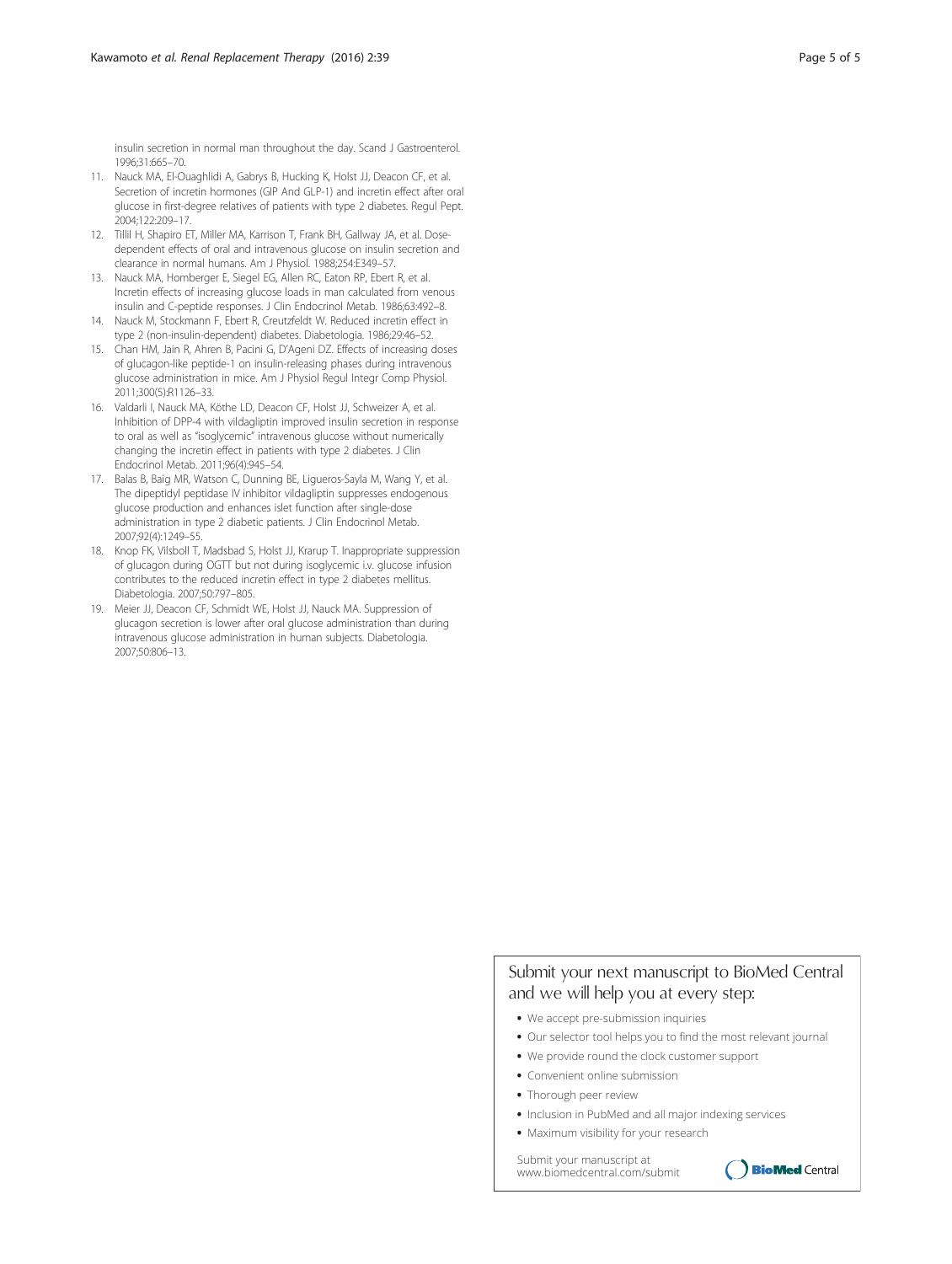insulin secretion in normal man throughout the day. Scand J Gastroenterol. 1996;31:665–70.

11. Nauck MA, El-Ouaghlidi A, Gabrys B, Hucking K, Holst JJ, Deacon CF, et al. Secretion of incretin hormones (GIP And GLP-1) and incretin effect after oral glucose in first-degree relatives of patients with type 2 diabetes. Regul Pept. 2004;122:209–17.
12. Tillil H, Shapiro ET, Miller MA, Karrison T, Frank BH, Gallway JA, et al. Dose-dependent effects of oral and intravenous glucose on insulin secretion and clearance in normal humans. Am J Physiol. 1988;254:E349–57.
13. Nauck MA, Homberger E, Siegel EG, Allen RC, Eaton RP, Ebert R, et al. Incretin effects of increasing glucose loads in man calculated from venous insulin and C-peptide responses. J Clin Endocrinol Metab. 1986;63:492–8.
14. Nauck M, Stockmann F, Ebert R, Creutzfeldt W. Reduced incretin effect in type 2 (non-insulin-dependent) diabetes. Diabetologia. 1986;29:46–52.
15. Chan HM, Jain R, Ahren B, Pacini G, D'Ageni DZ. Effects of increasing doses of glucagon-like peptide-1 on insulin-releasing phases during intravenous glucose administration in mice. Am J Physiol Regul Integr Comp Physiol. 2011;300(5):R1126–33.
16. Valdarli I, Nauck MA, Köthe LD, Deacon CF, Holst JJ, Schweizer A, et al. Inhibition of DPP-4 with vildagliptin improved insulin secretion in response to oral as well as "isoglycemic" intravenous glucose without numerically changing the incretin effect in patients with type 2 diabetes. J Clin Endocrinol Metab. 2011;96(4):945–54.
17. Balas B, Baig MR, Watson C, Dunning BE, Ligueros-Sayla M, Wang Y, et al. The dipeptidyl peptidase IV inhibitor vildagliptin suppresses endogenous glucose production and enhances islet function after single-dose administration in type 2 diabetic patients. J Clin Endocrinol Metab. 2007;92(4):1249–55.
18. Knop FK, Vilsboll T, Madsbad S, Holst JJ, Krarup T. Inappropriate suppression of glucagon during OGTT but not during isoglycemic i.v. glucose infusion contributes to the reduced incretin effect in type 2 diabetes mellitus. Diabetologia. 2007;50:797–805.
19. Meier JJ, Deacon CF, Schmidt WE, Holst JJ, Nauck MA. Suppression of glucagon secretion is lower after oral glucose administration than during intravenous glucose administration in human subjects. Diabetologia. 2007;50:806–13.

Submit your next manuscript to BioMed Central and we will help you at every step:

- We accept pre-submission inquiries
- Our selector tool helps you to find the most relevant journal
- We provide round the clock customer support
- Convenient online submission
- Thorough peer review
- Inclusion in PubMed and all major indexing services
- Maximum visibility for your research

Submit your manuscript at www.biomedcentral.com/submit

BioMed Central